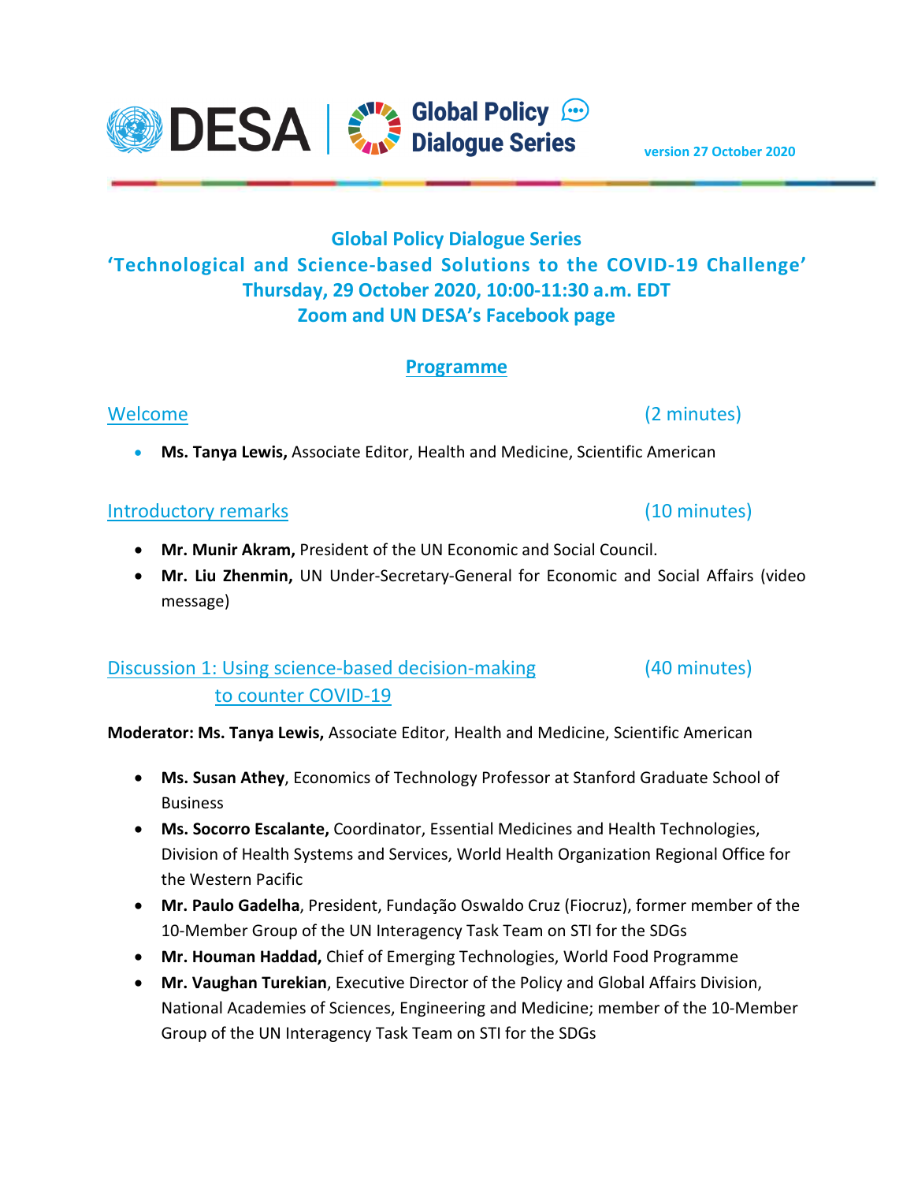DESA | Global Policy Dialogue Series

version 27 October 2020

# Global Policy Dialogue Series
## ‘Technological and Science-based Solutions to the COVID-19 Challenge’
### Thursday, 29 October 2020, 10:00-11:30 a.m. EDT
### Zoom and UN DESA’s Facebook page

## Programme

### Welcome (2 minutes)

- **Ms. Tanya Lewis,** Associate Editor, Health and Medicine, Scientific American

### Introductory remarks (10 minutes)

- **Mr. Munir Akram,** President of the UN Economic and Social Council.
- **Mr. Liu Zhenmin,** UN Under-Secretary-General for Economic and Social Affairs (video message)

### Discussion 1: Using science-based decision-making to counter COVID-19 (40 minutes)

**Moderator: Ms. Tanya Lewis,** Associate Editor, Health and Medicine, Scientific American

- **Ms. Susan Athey**, Economics of Technology Professor at Stanford Graduate School of Business
- **Ms. Socorro Escalante,** Coordinator, Essential Medicines and Health Technologies, Division of Health Systems and Services, World Health Organization Regional Office for the Western Pacific
- **Mr. Paulo Gadelha**, President, Fundação Oswaldo Cruz (Fiocruz), former member of the 10-Member Group of the UN Interagency Task Team on STI for the SDGs
- **Mr. Houman Haddad,** Chief of Emerging Technologies, World Food Programme
- **Mr. Vaughan Turekian**, Executive Director of the Policy and Global Affairs Division, National Academies of Sciences, Engineering and Medicine; member of the 10-Member Group of the UN Interagency Task Team on STI for the SDGs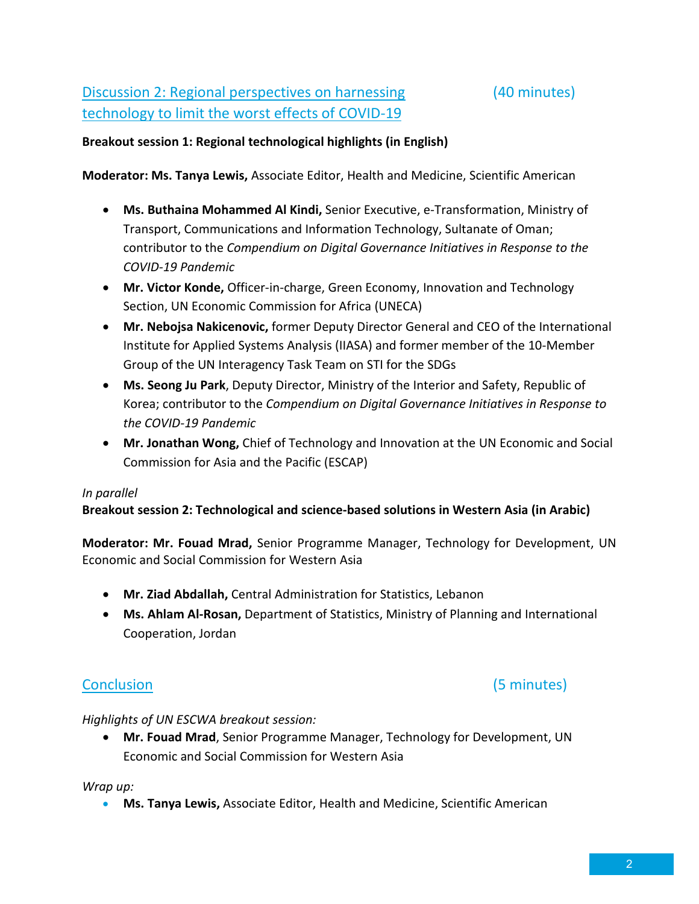## Discussion 2: Regional perspectives on harnessing technology to limit the worst effects of COVID-19 (40 minutes)

**Breakout session 1: Regional technological highlights (in English)**

**Moderator: Ms. Tanya Lewis,** Associate Editor, Health and Medicine, Scientific American

- **Ms. Buthaina Mohammed Al Kindi,** Senior Executive, e-Transformation, Ministry of Transport, Communications and Information Technology, Sultanate of Oman; contributor to the *Compendium on Digital Governance Initiatives in Response to the COVID-19 Pandemic*
- **Mr. Victor Konde,** Officer-in-charge, Green Economy, Innovation and Technology Section, UN Economic Commission for Africa (UNECA)
- **Mr. Nebojsa Nakicenovic,** former Deputy Director General and CEO of the International Institute for Applied Systems Analysis (IIASA) and former member of the 10-Member Group of the UN Interagency Task Team on STI for the SDGs
- **Ms. Seong Ju Park**, Deputy Director, Ministry of the Interior and Safety, Republic of Korea; contributor to the *Compendium on Digital Governance Initiatives in Response to the COVID-19 Pandemic*
- **Mr. Jonathan Wong,** Chief of Technology and Innovation at the UN Economic and Social Commission for Asia and the Pacific (ESCAP)

*In parallel*

**Breakout session 2: Technological and science-based solutions in Western Asia (in Arabic)**

**Moderator: Mr. Fouad Mrad,** Senior Programme Manager, Technology for Development, UN Economic and Social Commission for Western Asia

- **Mr. Ziad Abdallah,** Central Administration for Statistics, Lebanon
- **Ms. Ahlam Al-Rosan,** Department of Statistics, Ministry of Planning and International Cooperation, Jordan

## Conclusion (5 minutes)

*Highlights of UN ESCWA breakout session:*

- **Mr. Fouad Mrad**, Senior Programme Manager, Technology for Development, UN Economic and Social Commission for Western Asia

*Wrap up:*

- **Ms. Tanya Lewis,** Associate Editor, Health and Medicine, Scientific American